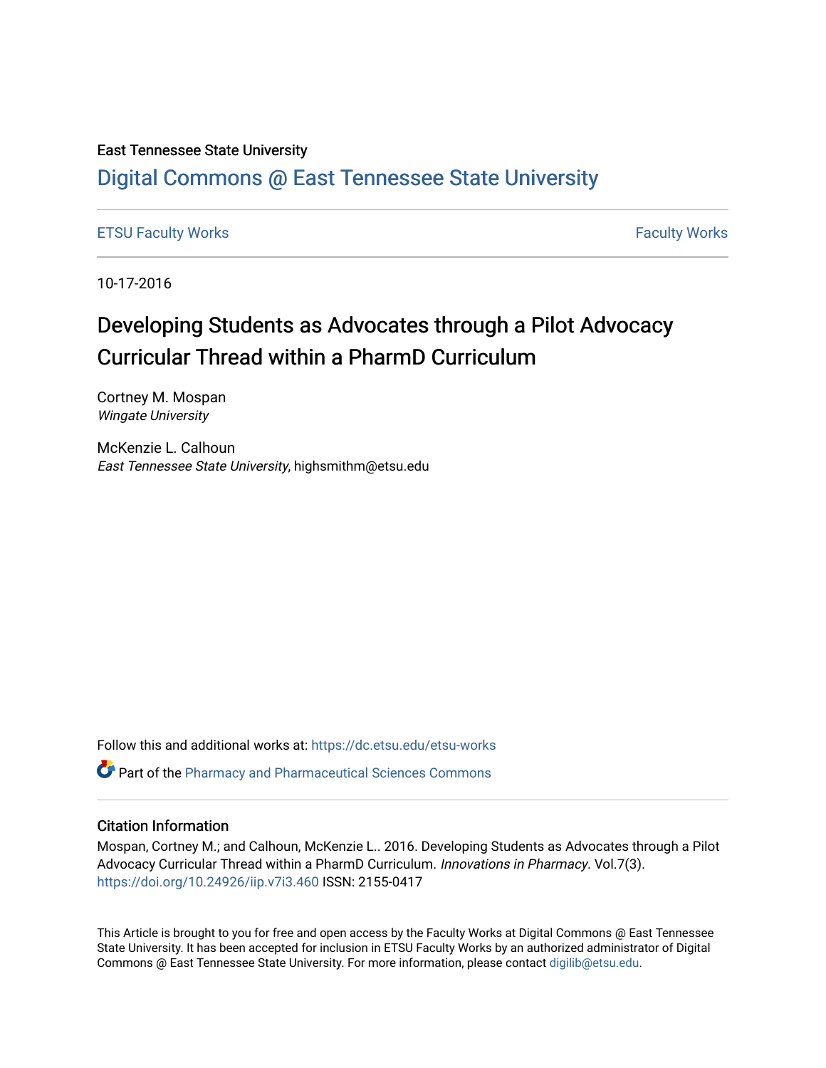East Tennessee State University

# Digital Commons @ East Tennessee State University

ETSU Faculty Works | Faculty Works

10-17-2016

# Developing Students as Advocates through a Pilot Advocacy Curricular Thread within a PharmD Curriculum

Cortney M. Mospan
*Wingate University*

McKenzie L. Calhoun
*East Tennessee State University*, highsmithm@etsu.edu

Follow this and additional works at: https://dc.etsu.edu/etsu-works

Part of the Pharmacy and Pharmaceutical Sciences Commons

## Citation Information

Mospan, Cortney M.; and Calhoun, McKenzie L.. 2016. Developing Students as Advocates through a Pilot Advocacy Curricular Thread within a PharmD Curriculum. *Innovations in Pharmacy*. Vol.7(3). https://doi.org/10.24926/iip.v7i3.460 ISSN: 2155-0417

This Article is brought to you for free and open access by the Faculty Works at Digital Commons @ East Tennessee State University. It has been accepted for inclusion in ETSU Faculty Works by an authorized administrator of Digital Commons @ East Tennessee State University. For more information, please contact digilib@etsu.edu.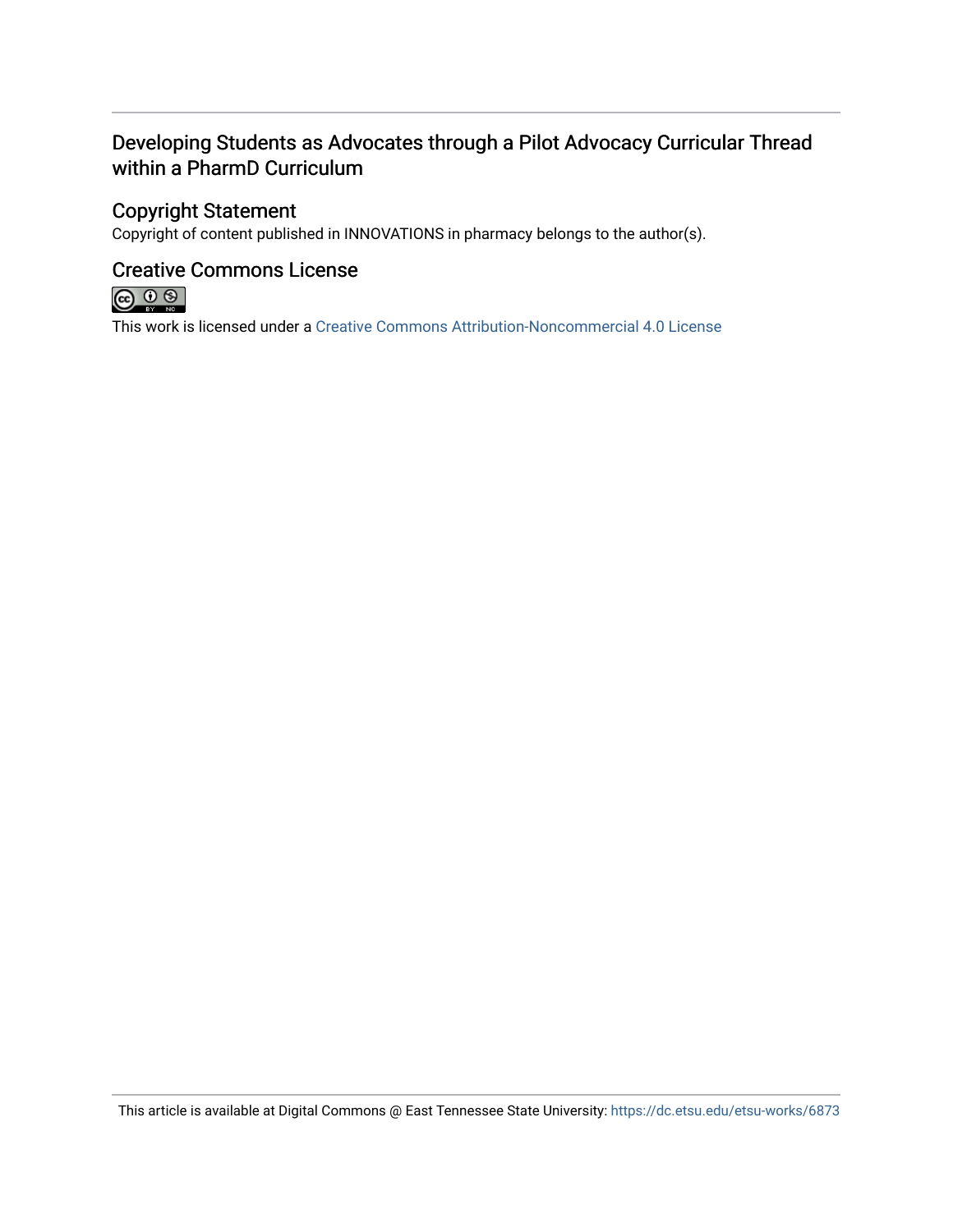# Developing Students as Advocates through a Pilot Advocacy Curricular Thread within a PharmD Curriculum

## Copyright Statement

Copyright of content published in INNOVATIONS in pharmacy belongs to the author(s).

## Creative Commons License

This work is licensed under a Creative Commons Attribution-Noncommercial 4.0 License

This article is available at Digital Commons @ East Tennessee State University: https://dc.etsu.edu/etsu-works/6873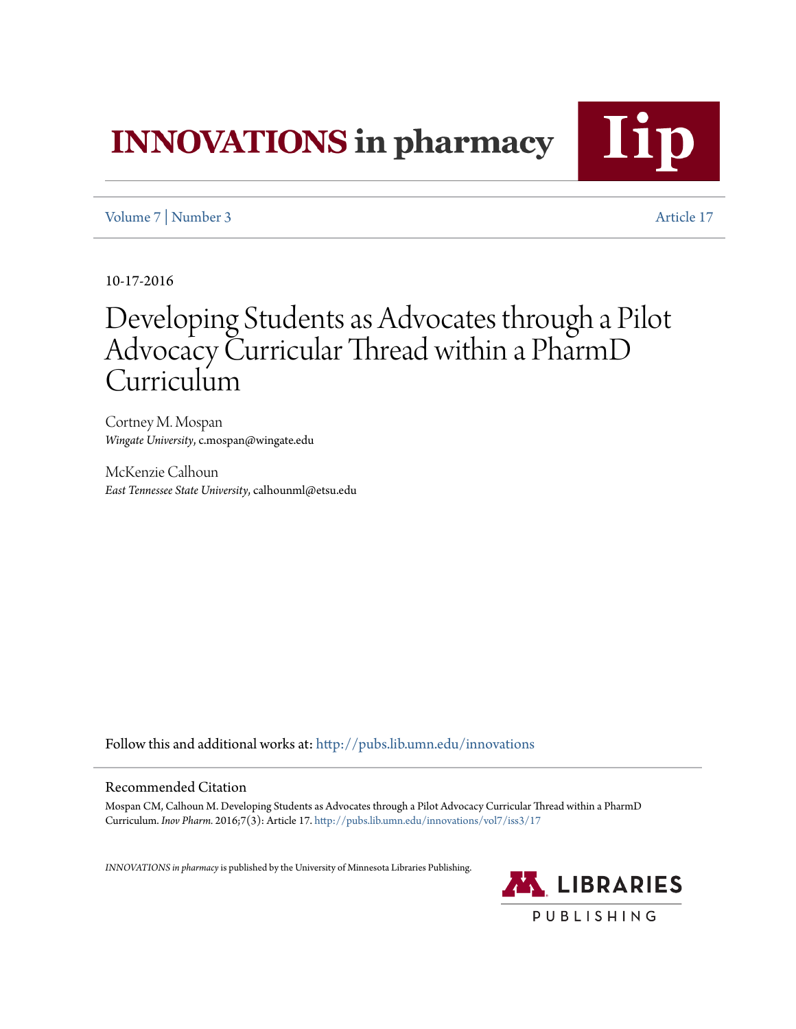10-17-2016

# Developing Students as Advocates through a Pilot Advocacy Curricular Thread within a PharmD Curriculum

Cortney M. Mospan
*Wingate University*, c.mospan@wingate.edu

McKenzie Calhoun
*East Tennessee State University*, calhounml@etsu.edu

Follow this and additional works at: http://pubs.lib.umn.edu/innovations

## Recommended Citation

Mospan CM, Calhoun M. Developing Students as Advocates through a Pilot Advocacy Curricular Thread within a PharmD Curriculum. *Inov Pharm.* 2016;7(3): Article 17. http://pubs.lib.umn.edu/innovations/vol7/iss3/17

*INNOVATIONS in pharmacy* is published by the University of Minnesota Libraries Publishing.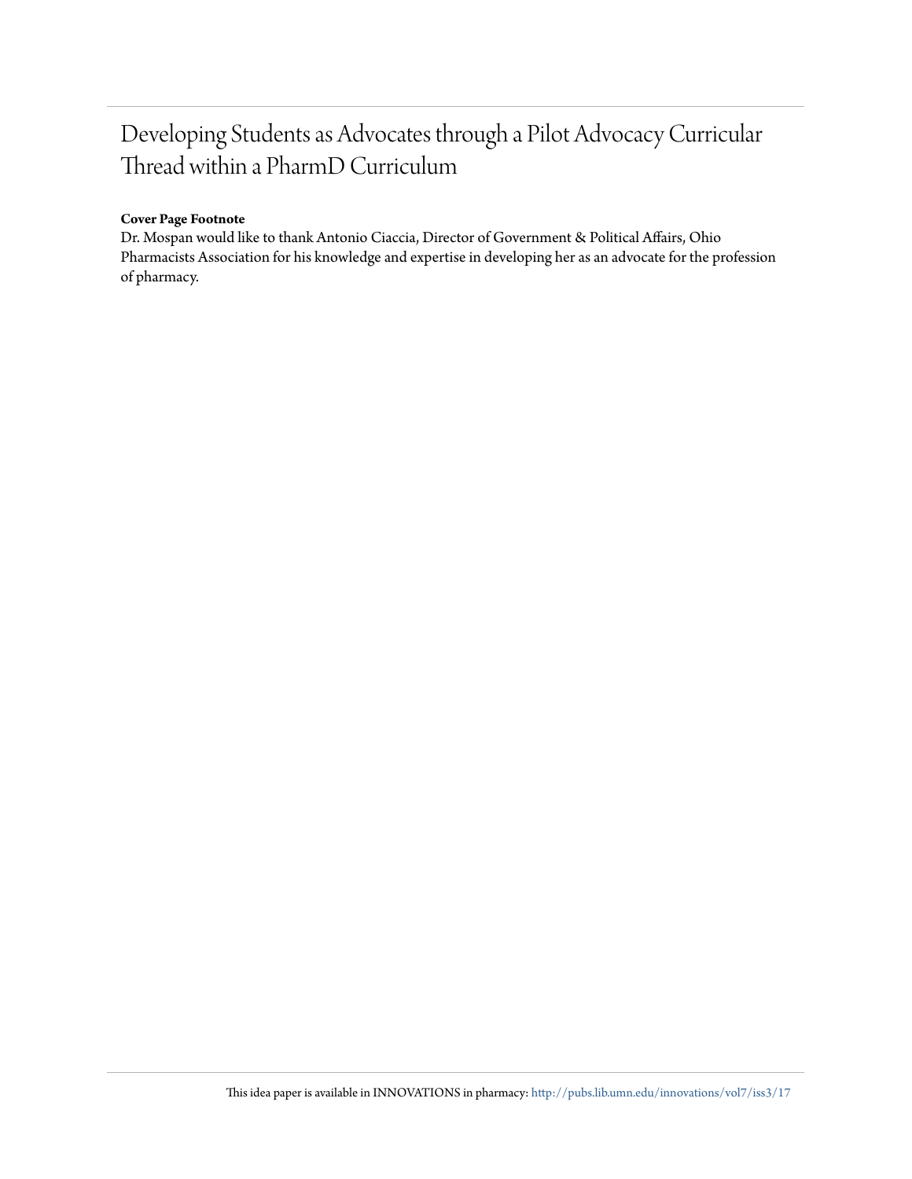# Developing Students as Advocates through a Pilot Advocacy Curricular Thread within a PharmD Curriculum

**Cover Page Footnote**

Dr. Mospan would like to thank Antonio Ciaccia, Director of Government & Political Affairs, Ohio Pharmacists Association for his knowledge and expertise in developing her as an advocate for the profession of pharmacy.

This idea paper is available in INNOVATIONS in pharmacy: http://pubs.lib.umn.edu/innovations/vol7/iss3/17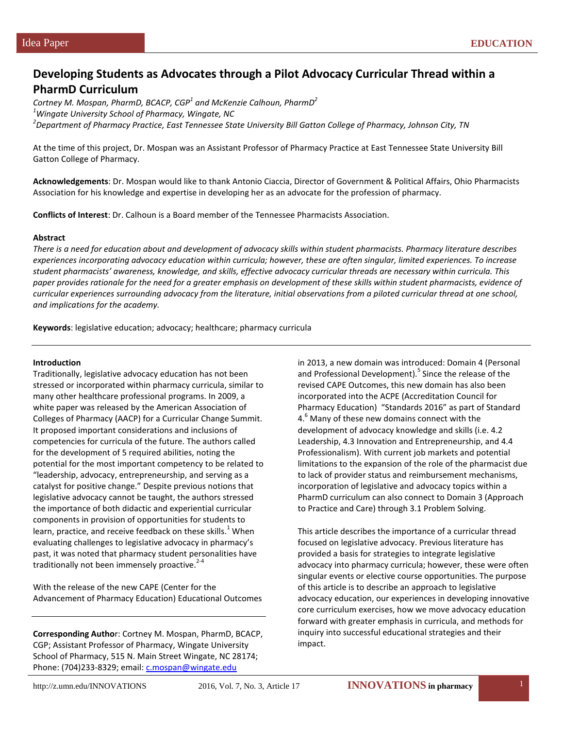Idea Paper

EDUCATION

# Developing Students as Advocates through a Pilot Advocacy Curricular Thread within a PharmD Curriculum

*Cortney M. Mospan, PharmD, BCACP, CGP[1] and McKenzie Calhoun, PharmD[2]*

*[1]Wingate University School of Pharmacy, Wingate, NC*

*[2]Department of Pharmacy Practice, East Tennessee State University Bill Gatton College of Pharmacy, Johnson City, TN*

At the time of this project, Dr. Mospan was an Assistant Professor of Pharmacy Practice at East Tennessee State University Bill Gatton College of Pharmacy.

**Acknowledgements**: Dr. Mospan would like to thank Antonio Ciaccia, Director of Government & Political Affairs, Ohio Pharmacists Association for his knowledge and expertise in developing her as an advocate for the profession of pharmacy.

**Conflicts of Interest**: Dr. Calhoun is a Board member of the Tennessee Pharmacists Association.

**Abstract**

*There is a need for education about and development of advocacy skills within student pharmacists. Pharmacy literature describes experiences incorporating advocacy education within curricula; however, these are often singular, limited experiences. To increase student pharmacists' awareness, knowledge, and skills, effective advocacy curricular threads are necessary within curricula. This paper provides rationale for the need for a greater emphasis on development of these skills within student pharmacists, evidence of curricular experiences surrounding advocacy from the literature, initial observations from a piloted curricular thread at one school, and implications for the academy.*

**Keywords**: legislative education; advocacy; healthcare; pharmacy curricula

## Introduction

Traditionally, legislative advocacy education has not been stressed or incorporated within pharmacy curricula, similar to many other healthcare professional programs. In 2009, a white paper was released by the American Association of Colleges of Pharmacy (AACP) for a Curricular Change Summit. It proposed important considerations and inclusions of competencies for curricula of the future. The authors called for the development of 5 required abilities, noting the potential for the most important competency to be related to "leadership, advocacy, entrepreneurship, and serving as a catalyst for positive change." Despite previous notions that legislative advocacy cannot be taught, the authors stressed the importance of both didactic and experiential curricular components in provision of opportunities for students to learn, practice, and receive feedback on these skills.[1] When evaluating challenges to legislative advocacy in pharmacy's past, it was noted that pharmacy student personalities have traditionally not been immensely proactive.[2-4]

With the release of the new CAPE (Center for the Advancement of Pharmacy Education) Educational Outcomes in 2013, a new domain was introduced: Domain 4 (Personal and Professional Development).[5] Since the release of the revised CAPE Outcomes, this new domain has also been incorporated into the ACPE (Accreditation Council for Pharmacy Education) "Standards 2016" as part of Standard 4.[6] Many of these new domains connect with the development of advocacy knowledge and skills (i.e. 4.2 Leadership, 4.3 Innovation and Entrepreneurship, and 4.4 Professionalism). With current job markets and potential limitations to the expansion of the role of the pharmacist due to lack of provider status and reimbursement mechanisms, incorporation of legislative and advocacy topics within a PharmD curriculum can also connect to Domain 3 (Approach to Practice and Care) through 3.1 Problem Solving.

This article describes the importance of a curricular thread focused on legislative advocacy. Previous literature has provided a basis for strategies to integrate legislative advocacy into pharmacy curricula; however, these were often singular events or elective course opportunities. The purpose of this article is to describe an approach to legislative advocacy education, our experiences in developing innovative core curriculum exercises, how we move advocacy education forward with greater emphasis in curricula, and methods for inquiry into successful educational strategies and their impact.

**Corresponding Author**: Cortney M. Mospan, PharmD, BCACP, CGP; Assistant Professor of Pharmacy, Wingate University School of Pharmacy, 515 N. Main Street Wingate, NC 28174; Phone: (704)233-8329; email: c.mospan@wingate.edu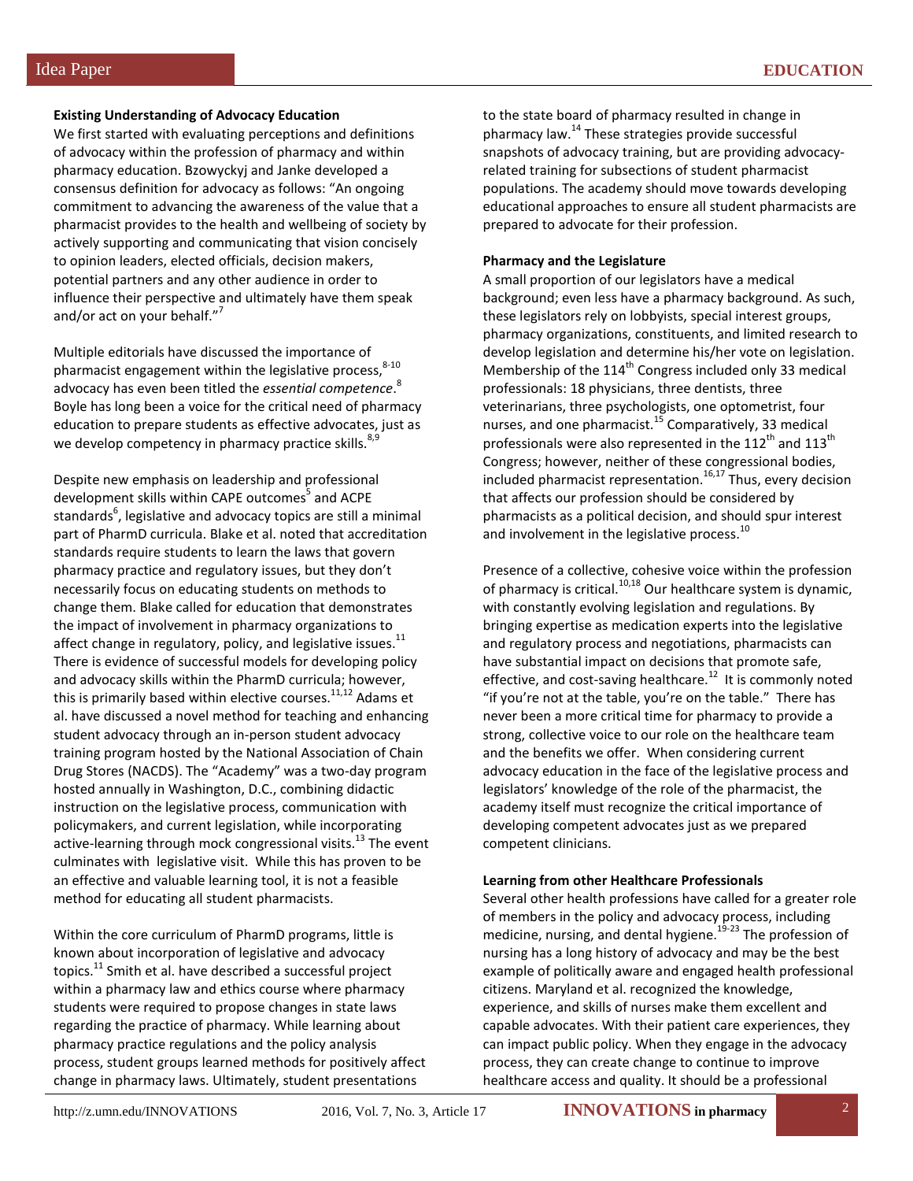**Existing Understanding of Advocacy Education**

We first started with evaluating perceptions and definitions of advocacy within the profession of pharmacy and within pharmacy education. Bzowyckyj and Janke developed a consensus definition for advocacy as follows: "An ongoing commitment to advancing the awareness of the value that a pharmacist provides to the health and wellbeing of society by actively supporting and communicating that vision concisely to opinion leaders, elected officials, decision makers, potential partners and any other audience in order to influence their perspective and ultimately have them speak and/or act on your behalf."[7]

Multiple editorials have discussed the importance of pharmacist engagement within the legislative process,[8-10] advocacy has even been titled the *essential competence*.[8] Boyle has long been a voice for the critical need of pharmacy education to prepare students as effective advocates, just as we develop competency in pharmacy practice skills.[8,9]

Despite new emphasis on leadership and professional development skills within CAPE outcomes[5] and ACPE standards[6], legislative and advocacy topics are still a minimal part of PharmD curricula. Blake et al. noted that accreditation standards require students to learn the laws that govern pharmacy practice and regulatory issues, but they don't necessarily focus on educating students on methods to change them. Blake called for education that demonstrates the impact of involvement in pharmacy organizations to affect change in regulatory, policy, and legislative issues.[11] There is evidence of successful models for developing policy and advocacy skills within the PharmD curricula; however, this is primarily based within elective courses.[11,12] Adams et al. have discussed a novel method for teaching and enhancing student advocacy through an in-person student advocacy training program hosted by the National Association of Chain Drug Stores (NACDS). The "Academy" was a two-day program hosted annually in Washington, D.C., combining didactic instruction on the legislative process, communication with policymakers, and current legislation, while incorporating active-learning through mock congressional visits.[13] The event culminates with legislative visit. While this has proven to be an effective and valuable learning tool, it is not a feasible method for educating all student pharmacists.

Within the core curriculum of PharmD programs, little is known about incorporation of legislative and advocacy topics.[11] Smith et al. have described a successful project within a pharmacy law and ethics course where pharmacy students were required to propose changes in state laws regarding the practice of pharmacy. While learning about pharmacy practice regulations and the policy analysis process, student groups learned methods for positively affect change in pharmacy laws. Ultimately, student presentations to the state board of pharmacy resulted in change in pharmacy law.[14] These strategies provide successful snapshots of advocacy training, but are providing advocacy-related training for subsections of student pharmacist populations. The academy should move towards developing educational approaches to ensure all student pharmacists are prepared to advocate for their profession.

**Pharmacy and the Legislature**

A small proportion of our legislators have a medical background; even less have a pharmacy background. As such, these legislators rely on lobbyists, special interest groups, pharmacy organizations, constituents, and limited research to develop legislation and determine his/her vote on legislation. Membership of the 114th Congress included only 33 medical professionals: 18 physicians, three dentists, three veterinarians, three psychologists, one optometrist, four nurses, and one pharmacist.[15] Comparatively, 33 medical professionals were also represented in the 112th and 113th Congress; however, neither of these congressional bodies, included pharmacist representation.[16,17] Thus, every decision that affects our profession should be considered by pharmacists as a political decision, and should spur interest and involvement in the legislative process.[10]

Presence of a collective, cohesive voice within the profession of pharmacy is critical.[10,18] Our healthcare system is dynamic, with constantly evolving legislation and regulations. By bringing expertise as medication experts into the legislative and regulatory process and negotiations, pharmacists can have substantial impact on decisions that promote safe, effective, and cost-saving healthcare.[12] It is commonly noted "if you're not at the table, you're on the table." There has never been a more critical time for pharmacy to provide a strong, collective voice to our role on the healthcare team and the benefits we offer. When considering current advocacy education in the face of the legislative process and legislators' knowledge of the role of the pharmacist, the academy itself must recognize the critical importance of developing competent advocates just as we prepared competent clinicians.

**Learning from other Healthcare Professionals**

Several other health professions have called for a greater role of members in the policy and advocacy process, including medicine, nursing, and dental hygiene.[19-23] The profession of nursing has a long history of advocacy and may be the best example of politically aware and engaged health professional citizens. Maryland et al. recognized the knowledge, experience, and skills of nurses make them excellent and capable advocates. With their patient care experiences, they can impact public policy. When they engage in the advocacy process, they can create change to continue to improve healthcare access and quality. It should be a professional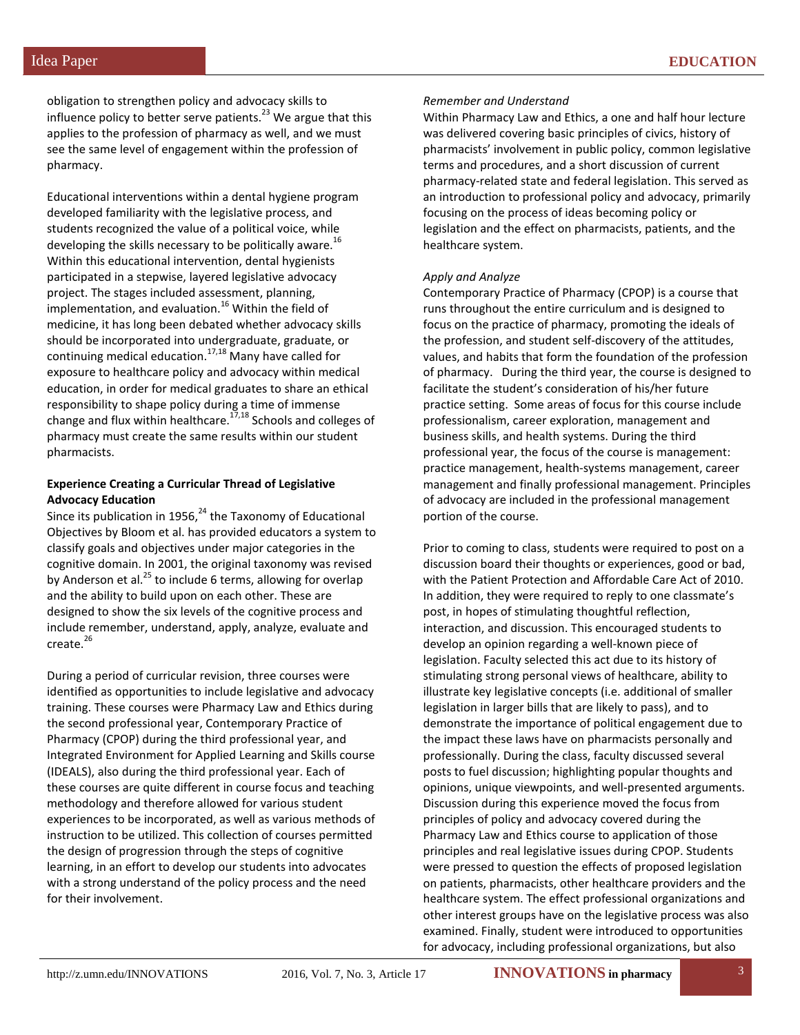obligation to strengthen policy and advocacy skills to influence policy to better serve patients.[23] We argue that this applies to the profession of pharmacy as well, and we must see the same level of engagement within the profession of pharmacy.

Educational interventions within a dental hygiene program developed familiarity with the legislative process, and students recognized the value of a political voice, while developing the skills necessary to be politically aware.[16] Within this educational intervention, dental hygienists participated in a stepwise, layered legislative advocacy project. The stages included assessment, planning, implementation, and evaluation.[16] Within the field of medicine, it has long been debated whether advocacy skills should be incorporated into undergraduate, graduate, or continuing medical education.[17,18] Many have called for exposure to healthcare policy and advocacy within medical education, in order for medical graduates to share an ethical responsibility to shape policy during a time of immense change and flux within healthcare.[17,18] Schools and colleges of pharmacy must create the same results within our student pharmacists.

**Experience Creating a Curricular Thread of Legislative Advocacy Education**

Since its publication in 1956,[24] the Taxonomy of Educational Objectives by Bloom et al. has provided educators a system to classify goals and objectives under major categories in the cognitive domain. In 2001, the original taxonomy was revised by Anderson et al.[25] to include 6 terms, allowing for overlap and the ability to build upon on each other. These are designed to show the six levels of the cognitive process and include remember, understand, apply, analyze, evaluate and create.[26]

During a period of curricular revision, three courses were identified as opportunities to include legislative and advocacy training. These courses were Pharmacy Law and Ethics during the second professional year, Contemporary Practice of Pharmacy (CPOP) during the third professional year, and Integrated Environment for Applied Learning and Skills course (IDEALS), also during the third professional year. Each of these courses are quite different in course focus and teaching methodology and therefore allowed for various student experiences to be incorporated, as well as various methods of instruction to be utilized. This collection of courses permitted the design of progression through the steps of cognitive learning, in an effort to develop our students into advocates with a strong understand of the policy process and the need for their involvement.

*Remember and Understand*

Within Pharmacy Law and Ethics, a one and half hour lecture was delivered covering basic principles of civics, history of pharmacists' involvement in public policy, common legislative terms and procedures, and a short discussion of current pharmacy-related state and federal legislation. This served as an introduction to professional policy and advocacy, primarily focusing on the process of ideas becoming policy or legislation and the effect on pharmacists, patients, and the healthcare system.

*Apply and Analyze*

Contemporary Practice of Pharmacy (CPOP) is a course that runs throughout the entire curriculum and is designed to focus on the practice of pharmacy, promoting the ideals of the profession, and student self-discovery of the attitudes, values, and habits that form the foundation of the profession of pharmacy. During the third year, the course is designed to facilitate the student's consideration of his/her future practice setting. Some areas of focus for this course include professionalism, career exploration, management and business skills, and health systems. During the third professional year, the focus of the course is management: practice management, health-systems management, career management and finally professional management. Principles of advocacy are included in the professional management portion of the course.

Prior to coming to class, students were required to post on a discussion board their thoughts or experiences, good or bad, with the Patient Protection and Affordable Care Act of 2010. In addition, they were required to reply to one classmate's post, in hopes of stimulating thoughtful reflection, interaction, and discussion. This encouraged students to develop an opinion regarding a well-known piece of legislation. Faculty selected this act due to its history of stimulating strong personal views of healthcare, ability to illustrate key legislative concepts (i.e. additional of smaller legislation in larger bills that are likely to pass), and to demonstrate the importance of political engagement due to the impact these laws have on pharmacists personally and professionally. During the class, faculty discussed several posts to fuel discussion; highlighting popular thoughts and opinions, unique viewpoints, and well-presented arguments. Discussion during this experience moved the focus from principles of policy and advocacy covered during the Pharmacy Law and Ethics course to application of those principles and real legislative issues during CPOP. Students were pressed to question the effects of proposed legislation on patients, pharmacists, other healthcare providers and the healthcare system. The effect professional organizations and other interest groups have on the legislative process was also examined. Finally, student were introduced to opportunities for advocacy, including professional organizations, but also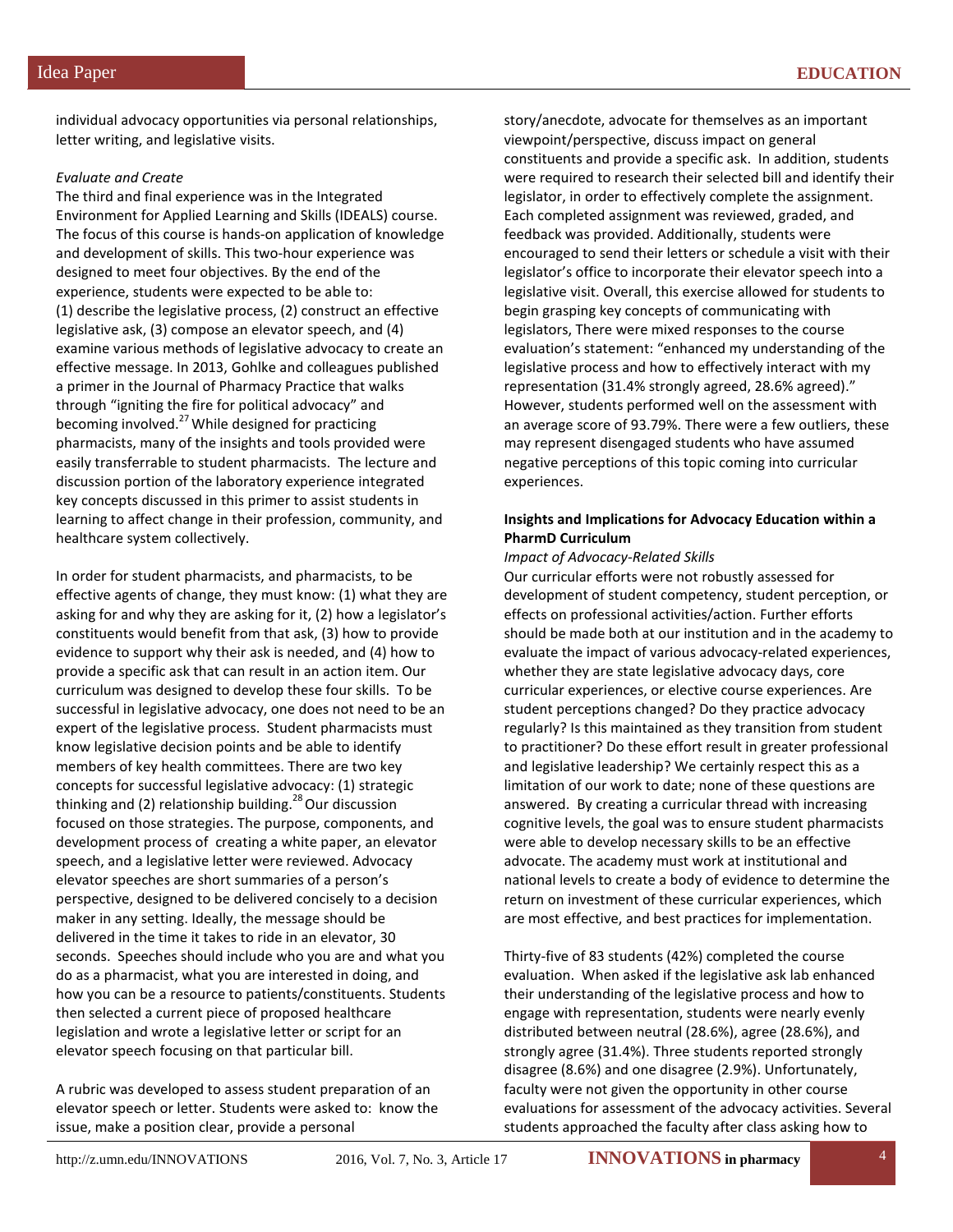individual advocacy opportunities via personal relationships, letter writing, and legislative visits.

*Evaluate and Create*

The third and final experience was in the Integrated Environment for Applied Learning and Skills (IDEALS) course. The focus of this course is hands-on application of knowledge and development of skills. This two-hour experience was designed to meet four objectives. By the end of the experience, students were expected to be able to: (1) describe the legislative process, (2) construct an effective legislative ask, (3) compose an elevator speech, and (4) examine various methods of legislative advocacy to create an effective message. In 2013, Gohlke and colleagues published a primer in the Journal of Pharmacy Practice that walks through "igniting the fire for political advocacy" and becoming involved.[27] While designed for practicing pharmacists, many of the insights and tools provided were easily transferrable to student pharmacists. The lecture and discussion portion of the laboratory experience integrated key concepts discussed in this primer to assist students in learning to affect change in their profession, community, and healthcare system collectively.

In order for student pharmacists, and pharmacists, to be effective agents of change, they must know: (1) what they are asking for and why they are asking for it, (2) how a legislator's constituents would benefit from that ask, (3) how to provide evidence to support why their ask is needed, and (4) how to provide a specific ask that can result in an action item. Our curriculum was designed to develop these four skills. To be successful in legislative advocacy, one does not need to be an expert of the legislative process. Student pharmacists must know legislative decision points and be able to identify members of key health committees. There are two key concepts for successful legislative advocacy: (1) strategic thinking and (2) relationship building.[28] Our discussion focused on those strategies. The purpose, components, and development process of creating a white paper, an elevator speech, and a legislative letter were reviewed. Advocacy elevator speeches are short summaries of a person's perspective, designed to be delivered concisely to a decision maker in any setting. Ideally, the message should be delivered in the time it takes to ride in an elevator, 30 seconds. Speeches should include who you are and what you do as a pharmacist, what you are interested in doing, and how you can be a resource to patients/constituents. Students then selected a current piece of proposed healthcare legislation and wrote a legislative letter or script for an elevator speech focusing on that particular bill.

A rubric was developed to assess student preparation of an elevator speech or letter. Students were asked to: know the issue, make a position clear, provide a personal story/anecdote, advocate for themselves as an important viewpoint/perspective, discuss impact on general constituents and provide a specific ask. In addition, students were required to research their selected bill and identify their legislator, in order to effectively complete the assignment. Each completed assignment was reviewed, graded, and feedback was provided. Additionally, students were encouraged to send their letters or schedule a visit with their legislator's office to incorporate their elevator speech into a legislative visit. Overall, this exercise allowed for students to begin grasping key concepts of communicating with legislators, There were mixed responses to the course evaluation's statement: "enhanced my understanding of the legislative process and how to effectively interact with my representation (31.4% strongly agreed, 28.6% agreed)." However, students performed well on the assessment with an average score of 93.79%. There were a few outliers, these may represent disengaged students who have assumed negative perceptions of this topic coming into curricular experiences.

**Insights and Implications for Advocacy Education within a PharmD Curriculum**

*Impact of Advocacy-Related Skills*

Our curricular efforts were not robustly assessed for development of student competency, student perception, or effects on professional activities/action. Further efforts should be made both at our institution and in the academy to evaluate the impact of various advocacy-related experiences, whether they are state legislative advocacy days, core curricular experiences, or elective course experiences. Are student perceptions changed? Do they practice advocacy regularly? Is this maintained as they transition from student to practitioner? Do these effort result in greater professional and legislative leadership? We certainly respect this as a limitation of our work to date; none of these questions are answered. By creating a curricular thread with increasing cognitive levels, the goal was to ensure student pharmacists were able to develop necessary skills to be an effective advocate. The academy must work at institutional and national levels to create a body of evidence to determine the return on investment of these curricular experiences, which are most effective, and best practices for implementation.

Thirty-five of 83 students (42%) completed the course evaluation. When asked if the legislative ask lab enhanced their understanding of the legislative process and how to engage with representation, students were nearly evenly distributed between neutral (28.6%), agree (28.6%), and strongly agree (31.4%). Three students reported strongly disagree (8.6%) and one disagree (2.9%). Unfortunately, faculty were not given the opportunity in other course evaluations for assessment of the advocacy activities. Several students approached the faculty after class asking how to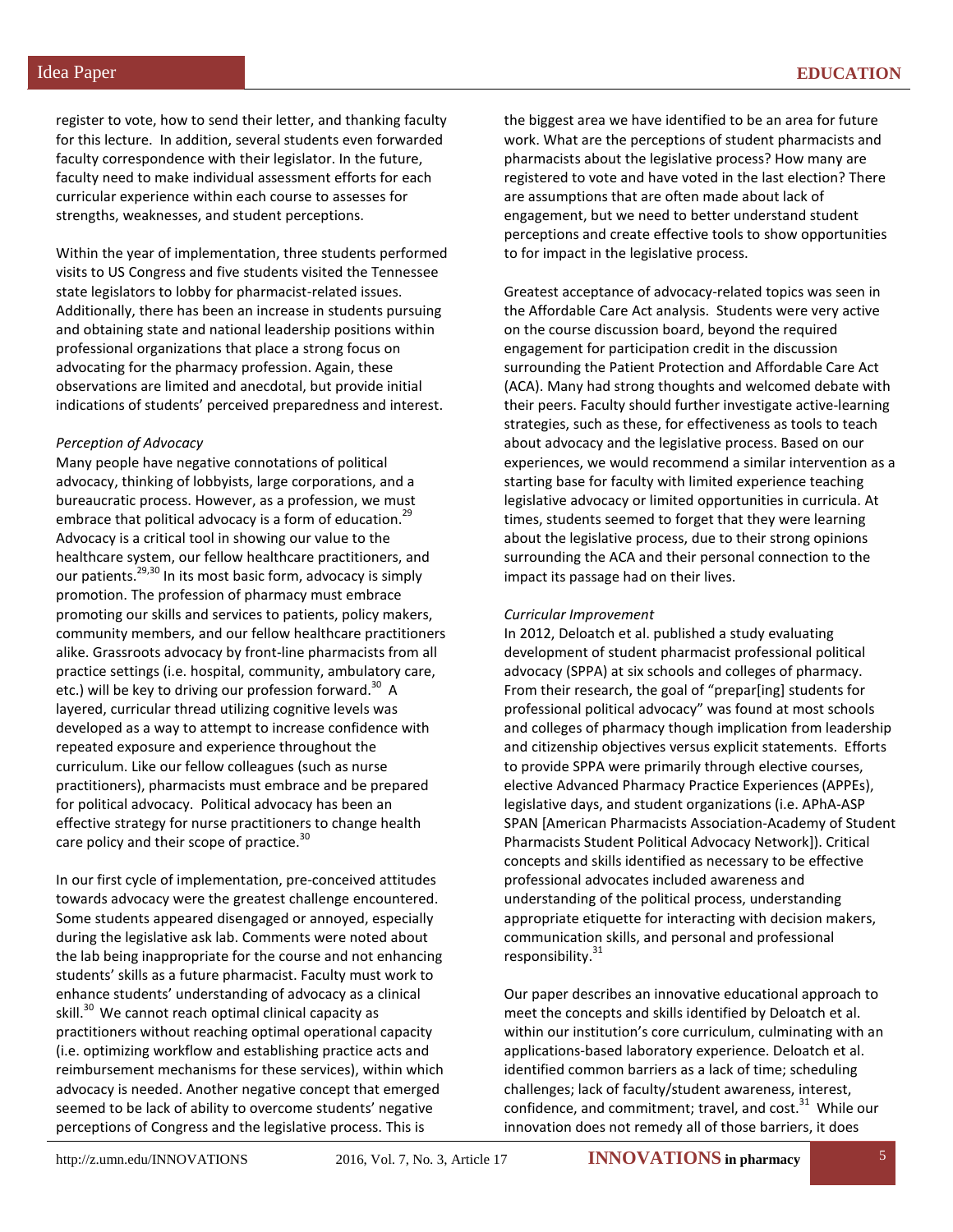register to vote, how to send their letter, and thanking faculty for this lecture. In addition, several students even forwarded faculty correspondence with their legislator. In the future, faculty need to make individual assessment efforts for each curricular experience within each course to assesses for strengths, weaknesses, and student perceptions.

Within the year of implementation, three students performed visits to US Congress and five students visited the Tennessee state legislators to lobby for pharmacist-related issues. Additionally, there has been an increase in students pursuing and obtaining state and national leadership positions within professional organizations that place a strong focus on advocating for the pharmacy profession. Again, these observations are limited and anecdotal, but provide initial indications of students' perceived preparedness and interest.

*Perception of Advocacy*

Many people have negative connotations of political advocacy, thinking of lobbyists, large corporations, and a bureaucratic process. However, as a profession, we must embrace that political advocacy is a form of education.[29] Advocacy is a critical tool in showing our value to the healthcare system, our fellow healthcare practitioners, and our patients.[29,30] In its most basic form, advocacy is simply promotion. The profession of pharmacy must embrace promoting our skills and services to patients, policy makers, community members, and our fellow healthcare practitioners alike. Grassroots advocacy by front-line pharmacists from all practice settings (i.e. hospital, community, ambulatory care, etc.) will be key to driving our profession forward.[30] A layered, curricular thread utilizing cognitive levels was developed as a way to attempt to increase confidence with repeated exposure and experience throughout the curriculum. Like our fellow colleagues (such as nurse practitioners), pharmacists must embrace and be prepared for political advocacy. Political advocacy has been an effective strategy for nurse practitioners to change health care policy and their scope of practice.[30]

In our first cycle of implementation, pre-conceived attitudes towards advocacy were the greatest challenge encountered. Some students appeared disengaged or annoyed, especially during the legislative ask lab. Comments were noted about the lab being inappropriate for the course and not enhancing students' skills as a future pharmacist. Faculty must work to enhance students' understanding of advocacy as a clinical skill.[30] We cannot reach optimal clinical capacity as practitioners without reaching optimal operational capacity (i.e. optimizing workflow and establishing practice acts and reimbursement mechanisms for these services), within which advocacy is needed. Another negative concept that emerged seemed to be lack of ability to overcome students' negative perceptions of Congress and the legislative process. This is the biggest area we have identified to be an area for future work. What are the perceptions of student pharmacists and pharmacists about the legislative process? How many are registered to vote and have voted in the last election? There are assumptions that are often made about lack of engagement, but we need to better understand student perceptions and create effective tools to show opportunities to for impact in the legislative process.

Greatest acceptance of advocacy-related topics was seen in the Affordable Care Act analysis. Students were very active on the course discussion board, beyond the required engagement for participation credit in the discussion surrounding the Patient Protection and Affordable Care Act (ACA). Many had strong thoughts and welcomed debate with their peers. Faculty should further investigate active-learning strategies, such as these, for effectiveness as tools to teach about advocacy and the legislative process. Based on our experiences, we would recommend a similar intervention as a starting base for faculty with limited experience teaching legislative advocacy or limited opportunities in curricula. At times, students seemed to forget that they were learning about the legislative process, due to their strong opinions surrounding the ACA and their personal connection to the impact its passage had on their lives.

*Curricular Improvement*

In 2012, Deloatch et al. published a study evaluating development of student pharmacist professional political advocacy (SPPA) at six schools and colleges of pharmacy. From their research, the goal of "prepar[ing] students for professional political advocacy" was found at most schools and colleges of pharmacy though implication from leadership and citizenship objectives versus explicit statements. Efforts to provide SPPA were primarily through elective courses, elective Advanced Pharmacy Practice Experiences (APPEs), legislative days, and student organizations (i.e. APhA-ASP SPAN [American Pharmacists Association-Academy of Student Pharmacists Student Political Advocacy Network]). Critical concepts and skills identified as necessary to be effective professional advocates included awareness and understanding of the political process, understanding appropriate etiquette for interacting with decision makers, communication skills, and personal and professional responsibility.[31]

Our paper describes an innovative educational approach to meet the concepts and skills identified by Deloatch et al. within our institution's core curriculum, culminating with an applications-based laboratory experience. Deloatch et al. identified common barriers as a lack of time; scheduling challenges; lack of faculty/student awareness, interest, confidence, and commitment; travel, and cost.[31] While our innovation does not remedy all of those barriers, it does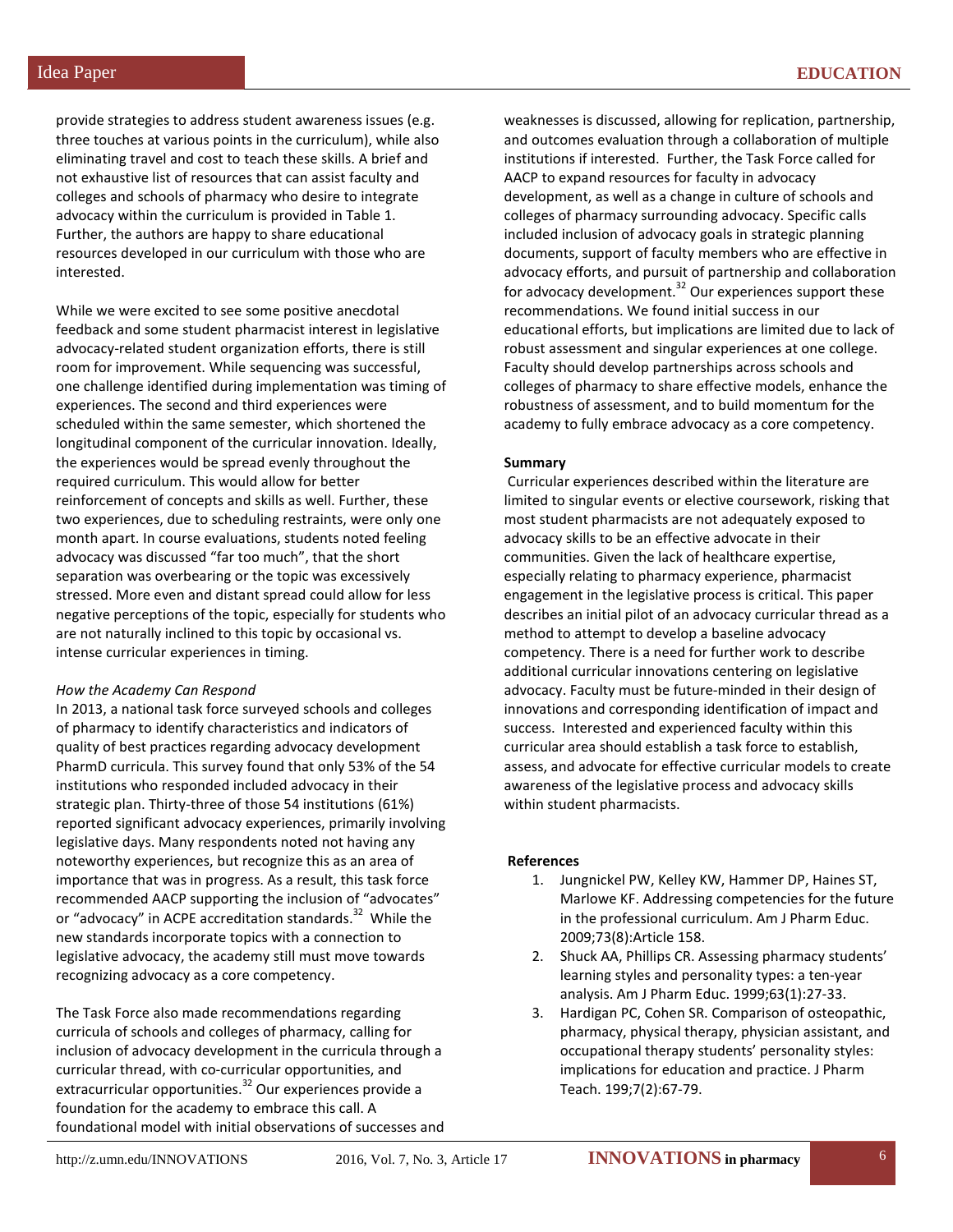provide strategies to address student awareness issues (e.g. three touches at various points in the curriculum), while also eliminating travel and cost to teach these skills. A brief and not exhaustive list of resources that can assist faculty and colleges and schools of pharmacy who desire to integrate advocacy within the curriculum is provided in Table 1. Further, the authors are happy to share educational resources developed in our curriculum with those who are interested.

While we were excited to see some positive anecdotal feedback and some student pharmacist interest in legislative advocacy-related student organization efforts, there is still room for improvement. While sequencing was successful, one challenge identified during implementation was timing of experiences. The second and third experiences were scheduled within the same semester, which shortened the longitudinal component of the curricular innovation. Ideally, the experiences would be spread evenly throughout the required curriculum. This would allow for better reinforcement of concepts and skills as well. Further, these two experiences, due to scheduling restraints, were only one month apart. In course evaluations, students noted feeling advocacy was discussed "far too much", that the short separation was overbearing or the topic was excessively stressed. More even and distant spread could allow for less negative perceptions of the topic, especially for students who are not naturally inclined to this topic by occasional vs. intense curricular experiences in timing.

*How the Academy Can Respond*

In 2013, a national task force surveyed schools and colleges of pharmacy to identify characteristics and indicators of quality of best practices regarding advocacy development PharmD curricula. This survey found that only 53% of the 54 institutions who responded included advocacy in their strategic plan. Thirty-three of those 54 institutions (61%) reported significant advocacy experiences, primarily involving legislative days. Many respondents noted not having any noteworthy experiences, but recognize this as an area of importance that was in progress. As a result, this task force recommended AACP supporting the inclusion of "advocates" or "advocacy" in ACPE accreditation standards.[32] While the new standards incorporate topics with a connection to legislative advocacy, the academy still must move towards recognizing advocacy as a core competency.

The Task Force also made recommendations regarding curricula of schools and colleges of pharmacy, calling for inclusion of advocacy development in the curricula through a curricular thread, with co-curricular opportunities, and extracurricular opportunities.[32] Our experiences provide a foundation for the academy to embrace this call. A foundational model with initial observations of successes and weaknesses is discussed, allowing for replication, partnership, and outcomes evaluation through a collaboration of multiple institutions if interested. Further, the Task Force called for AACP to expand resources for faculty in advocacy development, as well as a change in culture of schools and colleges of pharmacy surrounding advocacy. Specific calls included inclusion of advocacy goals in strategic planning documents, support of faculty members who are effective in advocacy efforts, and pursuit of partnership and collaboration for advocacy development.[32] Our experiences support these recommendations. We found initial success in our educational efforts, but implications are limited due to lack of robust assessment and singular experiences at one college. Faculty should develop partnerships across schools and colleges of pharmacy to share effective models, enhance the robustness of assessment, and to build momentum for the academy to fully embrace advocacy as a core competency.

**Summary**

Curricular experiences described within the literature are limited to singular events or elective coursework, risking that most student pharmacists are not adequately exposed to advocacy skills to be an effective advocate in their communities. Given the lack of healthcare expertise, especially relating to pharmacy experience, pharmacist engagement in the legislative process is critical. This paper describes an initial pilot of an advocacy curricular thread as a method to attempt to develop a baseline advocacy competency. There is a need for further work to describe additional curricular innovations centering on legislative advocacy. Faculty must be future-minded in their design of innovations and corresponding identification of impact and success. Interested and experienced faculty within this curricular area should establish a task force to establish, assess, and advocate for effective curricular models to create awareness of the legislative process and advocacy skills within student pharmacists.

**References**

1. Jungnickel PW, Kelley KW, Hammer DP, Haines ST, Marlowe KF. Addressing competencies for the future in the professional curriculum. Am J Pharm Educ. 2009;73(8):Article 158.
2. Shuck AA, Phillips CR. Assessing pharmacy students' learning styles and personality types: a ten-year analysis. Am J Pharm Educ. 1999;63(1):27-33.
3. Hardigan PC, Cohen SR. Comparison of osteopathic, pharmacy, physical therapy, physician assistant, and occupational therapy students' personality styles: implications for education and practice. J Pharm Teach. 199;7(2):67-79.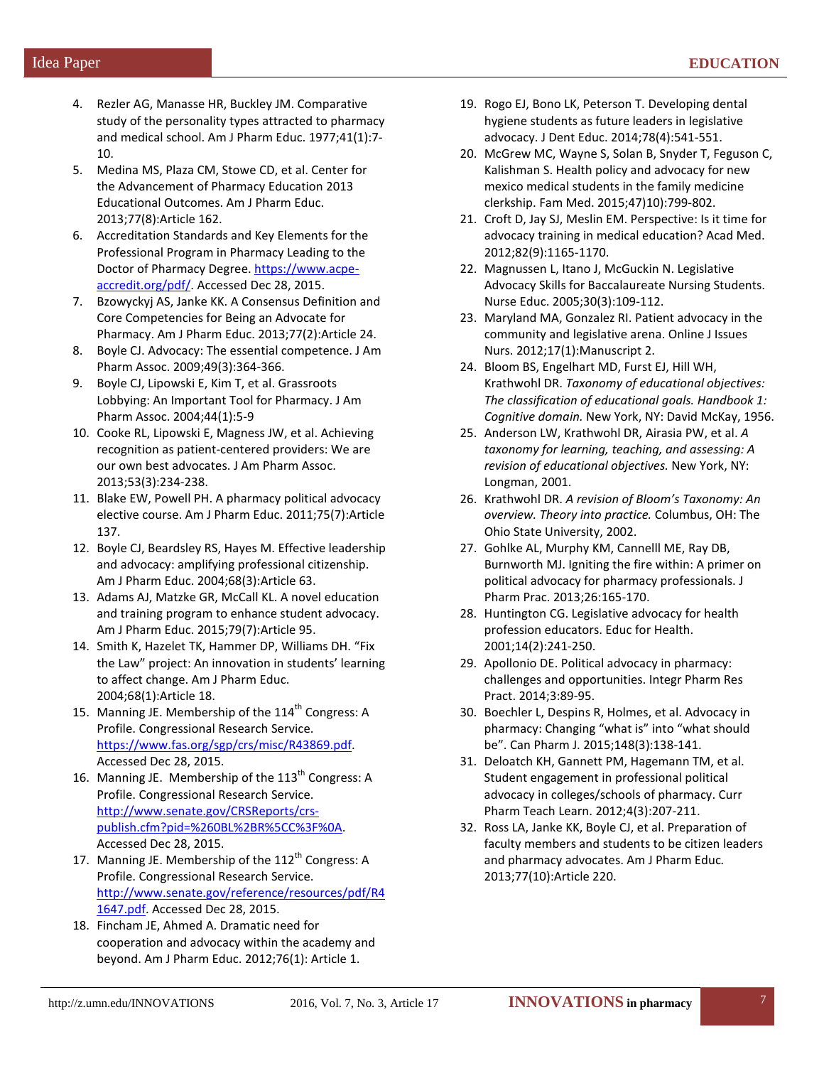4. Rezler AG, Manasse HR, Buckley JM. Comparative study of the personality types attracted to pharmacy and medical school. Am J Pharm Educ. 1977;41(1):7-10.
5. Medina MS, Plaza CM, Stowe CD, et al. Center for the Advancement of Pharmacy Education 2013 Educational Outcomes. Am J Pharm Educ. 2013;77(8):Article 162.
6. Accreditation Standards and Key Elements for the Professional Program in Pharmacy Leading to the Doctor of Pharmacy Degree. https://www.acpe-accredit.org/pdf/. Accessed Dec 28, 2015.
7. Bzowyckyj AS, Janke KK. A Consensus Definition and Core Competencies for Being an Advocate for Pharmacy. Am J Pharm Educ. 2013;77(2):Article 24.
8. Boyle CJ. Advocacy: The essential competence. J Am Pharm Assoc. 2009;49(3):364-366.
9. Boyle CJ, Lipowski E, Kim T, et al. Grassroots Lobbying: An Important Tool for Pharmacy. J Am Pharm Assoc. 2004;44(1):5-9
10. Cooke RL, Lipowski E, Magness JW, et al. Achieving recognition as patient-centered providers: We are our own best advocates. J Am Pharm Assoc. 2013;53(3):234-238.
11. Blake EW, Powell PH. A pharmacy political advocacy elective course. Am J Pharm Educ. 2011;75(7):Article 137.
12. Boyle CJ, Beardsley RS, Hayes M. Effective leadership and advocacy: amplifying professional citizenship. Am J Pharm Educ. 2004;68(3):Article 63.
13. Adams AJ, Matzke GR, McCall KL. A novel education and training program to enhance student advocacy. Am J Pharm Educ. 2015;79(7):Article 95.
14. Smith K, Hazelet TK, Hammer DP, Williams DH. "Fix the Law" project: An innovation in students' learning to affect change. Am J Pharm Educ. 2004;68(1):Article 18.
15. Manning JE. Membership of the 114th Congress: A Profile. Congressional Research Service. https://www.fas.org/sgp/crs/misc/R43869.pdf. Accessed Dec 28, 2015.
16. Manning JE. Membership of the 113th Congress: A Profile. Congressional Research Service. http://www.senate.gov/CRSReports/crs-publish.cfm?pid=%260BL%2BR%5CC%3F%0A. Accessed Dec 28, 2015.
17. Manning JE. Membership of the 112th Congress: A Profile. Congressional Research Service. http://www.senate.gov/reference/resources/pdf/R41647.pdf. Accessed Dec 28, 2015.
18. Fincham JE, Ahmed A. Dramatic need for cooperation and advocacy within the academy and beyond. Am J Pharm Educ. 2012;76(1): Article 1.
19. Rogo EJ, Bono LK, Peterson T. Developing dental hygiene students as future leaders in legislative advocacy. J Dent Educ. 2014;78(4):541-551.
20. McGrew MC, Wayne S, Solan B, Snyder T, Feguson C, Kalishman S. Health policy and advocacy for new mexico medical students in the family medicine clerkship. Fam Med. 2015;47)10):799-802.
21. Croft D, Jay SJ, Meslin EM. Perspective: Is it time for advocacy training in medical education? Acad Med. 2012;82(9):1165-1170.
22. Magnussen L, Itano J, McGuckin N. Legislative Advocacy Skills for Baccalaureate Nursing Students. Nurse Educ. 2005;30(3):109-112.
23. Maryland MA, Gonzalez RI. Patient advocacy in the community and legislative arena. Online J Issues Nurs. 2012;17(1):Manuscript 2.
24. Bloom BS, Engelhart MD, Furst EJ, Hill WH, Krathwohl DR. *Taxonomy of educational objectives: The classification of educational goals. Handbook 1: Cognitive domain.* New York, NY: David McKay, 1956.
25. Anderson LW, Krathwohl DR, Airasia PW, et al. *A taxonomy for learning, teaching, and assessing: A revision of educational objectives.* New York, NY: Longman, 2001.
26. Krathwohl DR. *A revision of Bloom's Taxonomy: An overview. Theory into practice.* Columbus, OH: The Ohio State University, 2002.
27. Gohlke AL, Murphy KM, Cannelll ME, Ray DB, Burnworth MJ. Igniting the fire within: A primer on political advocacy for pharmacy professionals. J Pharm Prac. 2013;26:165-170.
28. Huntington CG. Legislative advocacy for health profession educators. Educ for Health. 2001;14(2):241-250.
29. Apollonio DE. Political advocacy in pharmacy: challenges and opportunities. Integr Pharm Res Pract. 2014;3:89-95.
30. Boechler L, Despins R, Holmes, et al. Advocacy in pharmacy: Changing "what is" into "what should be". Can Pharm J. 2015;148(3):138-141.
31. Deloatch KH, Gannett PM, Hagemann TM, et al. Student engagement in professional political advocacy in colleges/schools of pharmacy. Curr Pharm Teach Learn. 2012;4(3):207-211.
32. Ross LA, Janke KK, Boyle CJ, et al. Preparation of faculty members and students to be citizen leaders and pharmacy advocates. Am J Pharm Educ. 2013;77(10):Article 220.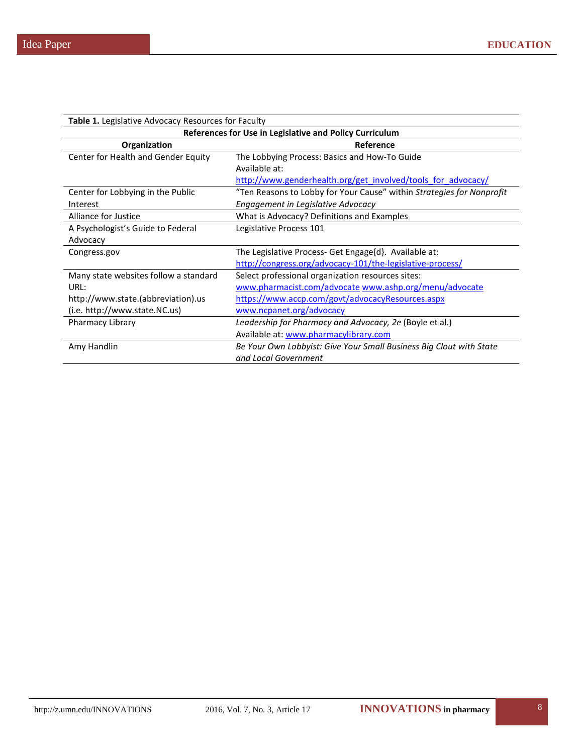**Table 1.** Legislative Advocacy Resources for Faculty

| References for Use in Legislative and Policy Curriculum | |
|---|---|
| **Organization** | **Reference** |
| Center for Health and Gender Equity | The Lobbying Process: Basics and How-To Guide Available at: http://www.genderhealth.org/get_involved/tools_for_advocacy/ |
| Center for Lobbying in the Public Interest | "Ten Reasons to Lobby for Your Cause" within *Strategies for Nonprofit Engagement in Legislative Advocacy* |
| Alliance for Justice | What is Advocacy? Definitions and Examples |
| A Psychologist's Guide to Federal Advocacy | Legislative Process 101 |
| Congress.gov | The Legislative Process- Get Engage{d}. Available at: http://congress.org/advocacy-101/the-legislative-process/ |
| Many state websites follow a standard URL: http://www.state.(abbreviation).us (i.e. http://www.state.NC.us) | Select professional organization resources sites: www.pharmacist.com/advocate www.ashp.org/menu/advocate https://www.accp.com/govt/advocacyResources.aspx www.ncpanet.org/advocacy |
| Pharmacy Library | *Leadership for Pharmacy and Advocacy, 2e* (Boyle et al.) Available at: www.pharmacylibrary.com |
| Amy Handlin | *Be Your Own Lobbyist: Give Your Small Business Big Clout with State and Local Government* |